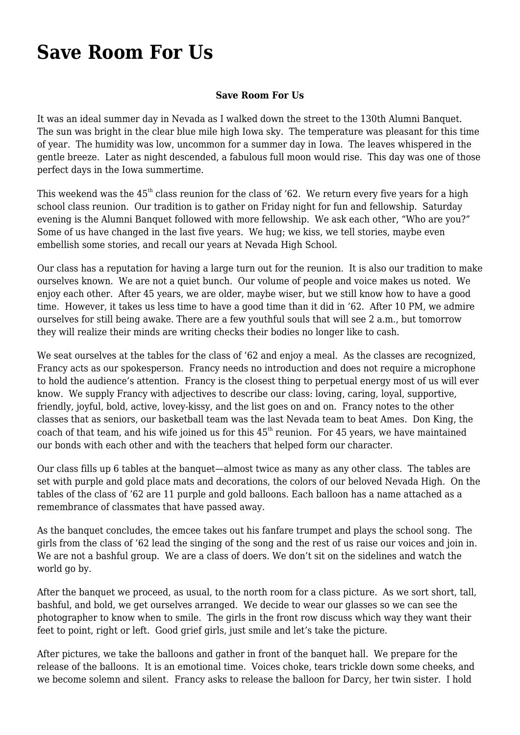# Save Room For Us

**Save Room For Us**

It was an ideal summer day in Nevada as I walked down the street to the 130th Alumni Banquet. The sun was bright in the clear blue mile high Iowa sky. The temperature was pleasant for this time of year. The humidity was low, uncommon for a summer day in Iowa. The leaves whispered in the gentle breeze. Later as night descended, a fabulous full moon would rise. This day was one of those perfect days in the Iowa summertime.

This weekend was the 45th class reunion for the class of '62. We return every five years for a high school class reunion. Our tradition is to gather on Friday night for fun and fellowship. Saturday evening is the Alumni Banquet followed with more fellowship. We ask each other, "Who are you?" Some of us have changed in the last five years. We hug; we kiss, we tell stories, maybe even embellish some stories, and recall our years at Nevada High School.

Our class has a reputation for having a large turn out for the reunion. It is also our tradition to make ourselves known. We are not a quiet bunch. Our volume of people and voice makes us noted. We enjoy each other. After 45 years, we are older, maybe wiser, but we still know how to have a good time. However, it takes us less time to have a good time than it did in '62. After 10 PM, we admire ourselves for still being awake. There are a few youthful souls that will see 2 a.m., but tomorrow they will realize their minds are writing checks their bodies no longer like to cash.

We seat ourselves at the tables for the class of '62 and enjoy a meal. As the classes are recognized, Francy acts as our spokesperson. Francy needs no introduction and does not require a microphone to hold the audience's attention. Francy is the closest thing to perpetual energy most of us will ever know. We supply Francy with adjectives to describe our class: loving, caring, loyal, supportive, friendly, joyful, bold, active, lovey-kissy, and the list goes on and on. Francy notes to the other classes that as seniors, our basketball team was the last Nevada team to beat Ames. Don King, the coach of that team, and his wife joined us for this 45th reunion. For 45 years, we have maintained our bonds with each other and with the teachers that helped form our character.

Our class fills up 6 tables at the banquet—almost twice as many as any other class. The tables are set with purple and gold place mats and decorations, the colors of our beloved Nevada High. On the tables of the class of '62 are 11 purple and gold balloons. Each balloon has a name attached as a remembrance of classmates that have passed away.

As the banquet concludes, the emcee takes out his fanfare trumpet and plays the school song. The girls from the class of '62 lead the singing of the song and the rest of us raise our voices and join in. We are not a bashful group. We are a class of doers. We don't sit on the sidelines and watch the world go by.

After the banquet we proceed, as usual, to the north room for a class picture. As we sort short, tall, bashful, and bold, we get ourselves arranged. We decide to wear our glasses so we can see the photographer to know when to smile. The girls in the front row discuss which way they want their feet to point, right or left. Good grief girls, just smile and let's take the picture.

After pictures, we take the balloons and gather in front of the banquet hall. We prepare for the release of the balloons. It is an emotional time. Voices choke, tears trickle down some cheeks, and we become solemn and silent. Francy asks to release the balloon for Darcy, her twin sister. I hold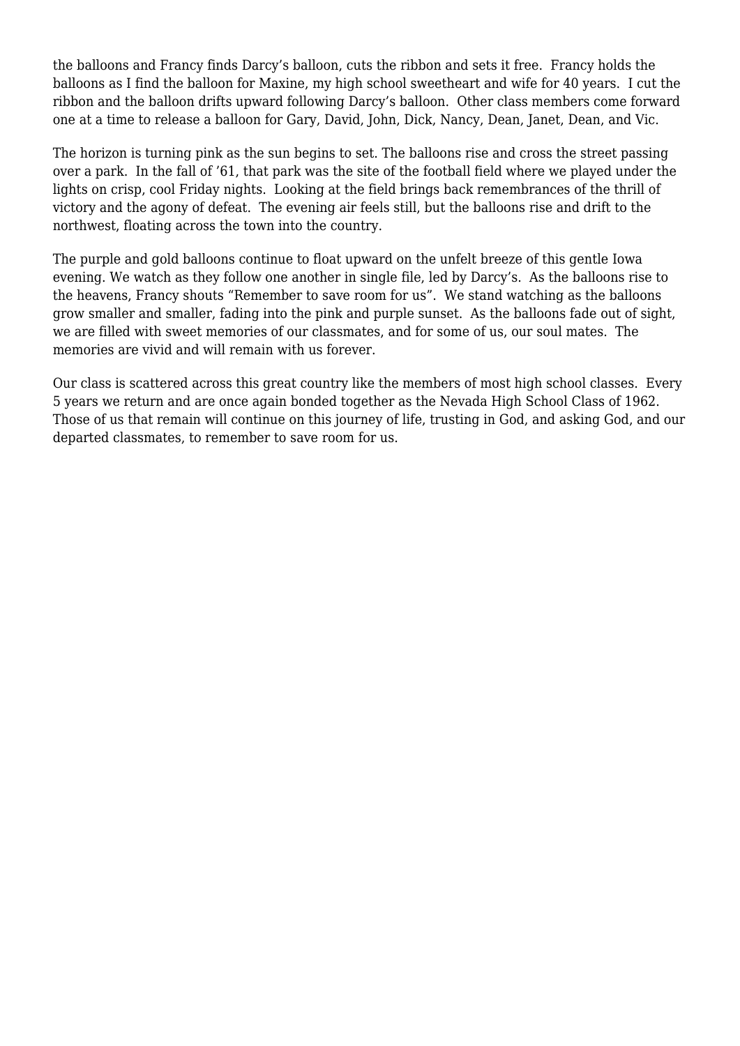the balloons and Francy finds Darcy's balloon, cuts the ribbon and sets it free. Francy holds the balloons as I find the balloon for Maxine, my high school sweetheart and wife for 40 years. I cut the ribbon and the balloon drifts upward following Darcy's balloon. Other class members come forward one at a time to release a balloon for Gary, David, John, Dick, Nancy, Dean, Janet, Dean, and Vic.

The horizon is turning pink as the sun begins to set. The balloons rise and cross the street passing over a park. In the fall of '61, that park was the site of the football field where we played under the lights on crisp, cool Friday nights. Looking at the field brings back remembrances of the thrill of victory and the agony of defeat. The evening air feels still, but the balloons rise and drift to the northwest, floating across the town into the country.

The purple and gold balloons continue to float upward on the unfelt breeze of this gentle Iowa evening. We watch as they follow one another in single file, led by Darcy's. As the balloons rise to the heavens, Francy shouts "Remember to save room for us". We stand watching as the balloons grow smaller and smaller, fading into the pink and purple sunset. As the balloons fade out of sight, we are filled with sweet memories of our classmates, and for some of us, our soul mates. The memories are vivid and will remain with us forever.

Our class is scattered across this great country like the members of most high school classes. Every 5 years we return and are once again bonded together as the Nevada High School Class of 1962. Those of us that remain will continue on this journey of life, trusting in God, and asking God, and our departed classmates, to remember to save room for us.